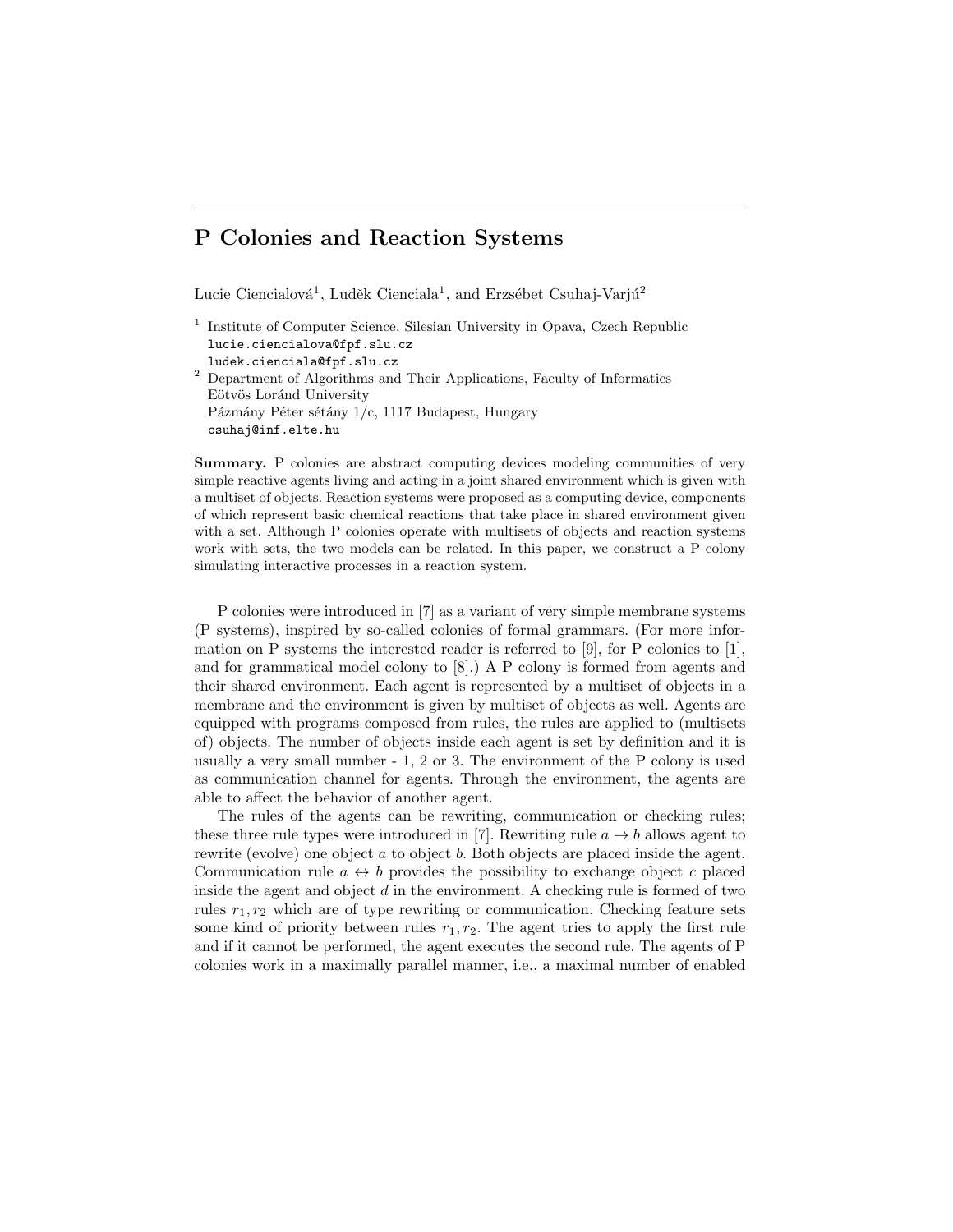# P Colonies and Reaction Systems

Lucie Ciencialová[1], Luděk Cienciala[1], and Erzsébet Csuhaj-Varjú[2]

[1] Institute of Computer Science, Silesian University in Opava, Czech Republic
`lucie.ciencialova@fpf.slu.cz`
`ludek.cienciala@fpf.slu.cz`

[2] Department of Algorithms and Their Applications, Faculty of Informatics
Eötvös Loránd University
Pázmány Péter sétány 1/c, 1117 Budapest, Hungary
`csuhaj@inf.elte.hu`

**Summary.** P colonies are abstract computing devices modeling communities of very simple reactive agents living and acting in a joint shared environment which is given with a multiset of objects. Reaction systems were proposed as a computing device, components of which represent basic chemical reactions that take place in shared environment given with a set. Although P colonies operate with multisets of objects and reaction systems work with sets, the two models can be related. In this paper, we construct a P colony simulating interactive processes in a reaction system.

P colonies were introduced in [7] as a variant of very simple membrane systems (P systems), inspired by so-called colonies of formal grammars. (For more information on P systems the interested reader is referred to [9], for P colonies to [1], and for grammatical model colony to [8].) A P colony is formed from agents and their shared environment. Each agent is represented by a multiset of objects in a membrane and the environment is given by multiset of objects as well. Agents are equipped with programs composed from rules, the rules are applied to (multisets of) objects. The number of objects inside each agent is set by definition and it is usually a very small number - 1, 2 or 3. The environment of the P colony is used as communication channel for agents. Through the environment, the agents are able to affect the behavior of another agent.

The rules of the agents can be rewriting, communication or checking rules; these three rule types were introduced in [7]. Rewriting rule $a \to b$ allows agent to rewrite (evolve) one object $a$ to object $b$. Both objects are placed inside the agent. Communication rule $a \leftrightarrow b$ provides the possibility to exchange object $c$ placed inside the agent and object $d$ in the environment. A checking rule is formed of two rules $r_1, r_2$ which are of type rewriting or communication. Checking feature sets some kind of priority between rules $r_1, r_2$. The agent tries to apply the first rule and if it cannot be performed, the agent executes the second rule. The agents of P colonies work in a maximally parallel manner, i.e., a maximal number of enabled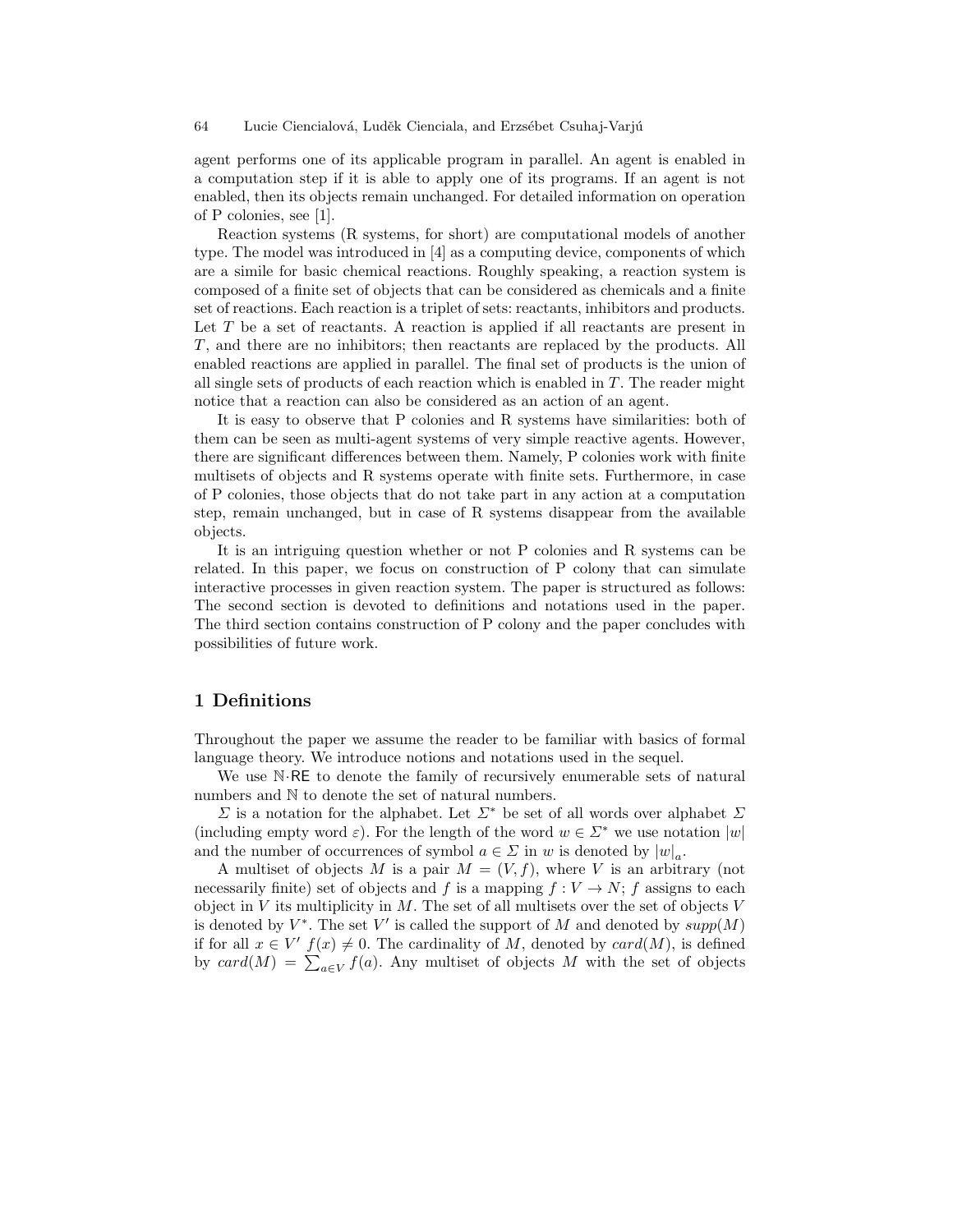agent performs one of its applicable program in parallel. An agent is enabled in a computation step if it is able to apply one of its programs. If an agent is not enabled, then its objects remain unchanged. For detailed information on operation of P colonies, see [1].

Reaction systems (R systems, for short) are computational models of another type. The model was introduced in [4] as a computing device, components of which are a simile for basic chemical reactions. Roughly speaking, a reaction system is composed of a finite set of objects that can be considered as chemicals and a finite set of reactions. Each reaction is a triplet of sets: reactants, inhibitors and products. Let $T$ be a set of reactants. A reaction is applied if all reactants are present in $T$, and there are no inhibitors; then reactants are replaced by the products. All enabled reactions are applied in parallel. The final set of products is the union of all single sets of products of each reaction which is enabled in $T$. The reader might notice that a reaction can also be considered as an action of an agent.

It is easy to observe that P colonies and R systems have similarities: both of them can be seen as multi-agent systems of very simple reactive agents. However, there are significant differences between them. Namely, P colonies work with finite multisets of objects and R systems operate with finite sets. Furthermore, in case of P colonies, those objects that do not take part in any action at a computation step, remain unchanged, but in case of R systems disappear from the available objects.

It is an intriguing question whether or not P colonies and R systems can be related. In this paper, we focus on construction of P colony that can simulate interactive processes in given reaction system. The paper is structured as follows: The second section is devoted to definitions and notations used in the paper. The third section contains construction of P colony and the paper concludes with possibilities of future work.

## 1 Definitions

Throughout the paper we assume the reader to be familiar with basics of formal language theory. We introduce notions and notations used in the sequel.

We use $\mathbb{N}\cdot\mathsf{RE}$ to denote the family of recursively enumerable sets of natural numbers and $\mathbb{N}$ to denote the set of natural numbers.

$\Sigma$ is a notation for the alphabet. Let $\Sigma^*$ be set of all words over alphabet $\Sigma$ (including empty word $\varepsilon$). For the length of the word $w \in \Sigma^*$ we use notation $|w|$ and the number of occurrences of symbol $a \in \Sigma$ in $w$ is denoted by $|w|_a$.

A multiset of objects $M$ is a pair $M = (V, f)$, where $V$ is an arbitrary (not necessarily finite) set of objects and $f$ is a mapping $f : V \to N$; $f$ assigns to each object in $V$ its multiplicity in $M$. The set of all multisets over the set of objects $V$ is denoted by $V^*$. The set $V'$ is called the support of $M$ and denoted by $supp(M)$ if for all $x \in V'$ $f(x) \neq 0$. The cardinality of $M$, denoted by $card(M)$, is defined by $card(M) = \sum_{a \in V} f(a)$. Any multiset of objects $M$ with the set of objects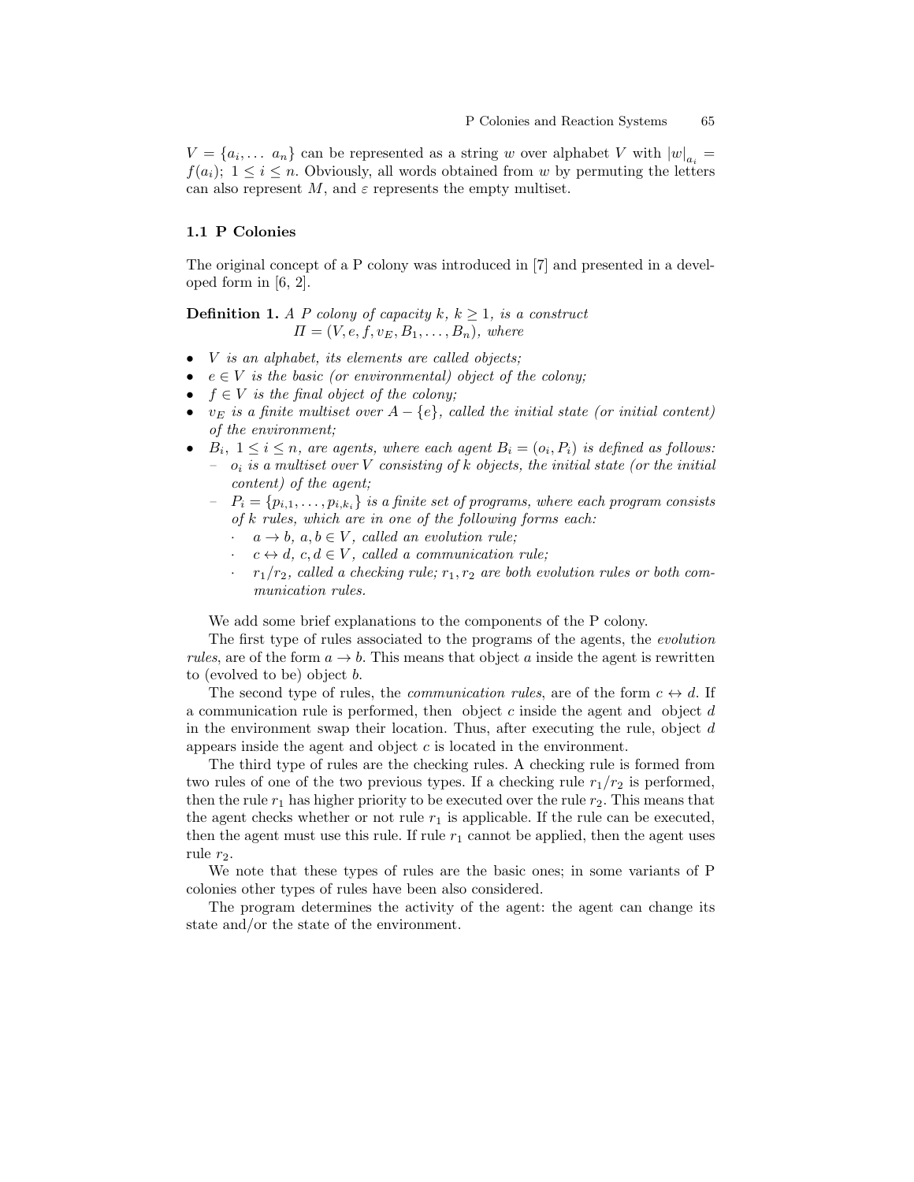$V = \{a_i, \ldots\ a_n\}$ can be represented as a string $w$ over alphabet $V$ with $|w|_{a_i} = f(a_i);\ 1 \leq i \leq n$. Obviously, all words obtained from $w$ by permuting the letters can also represent $M$, and $\varepsilon$ represents the empty multiset.

### 1.1 P Colonies

The original concept of a P colony was introduced in [7] and presented in a developed form in [6, 2].

**Definition 1.** *A P colony of capacity $k$, $k \geq 1$, is a construct*
$$\Pi = (V, e, f, v_E, B_1, \ldots, B_n),\ \text{where}$$

- *$V$ is an alphabet, its elements are called objects;*
- *$e \in V$ is the basic (or environmental) object of the colony;*
- *$f \in V$ is the final object of the colony;*
- *$v_E$ is a finite multiset over $A - \{e\}$, called the initial state (or initial content) of the environment;*
- *$B_i,\ 1 \leq i \leq n$, are agents, where each agent $B_i = (o_i, P_i)$ is defined as follows:*
  - *$o_i$ is a multiset over $V$ consisting of $k$ objects, the initial state (or the initial content) of the agent;*
  - *$P_i = \{p_{i,1}, \ldots, p_{i,k_i}\}$ is a finite set of programs, where each program consists of $k$ rules, which are in one of the following forms each:*
    - *$a \to b,\ a, b \in V$, called an evolution rule;*
    - *$c \leftrightarrow d,\ c, d \in V$, called a communication rule;*
    - *$r_1/r_2$, called a checking rule; $r_1, r_2$ are both evolution rules or both communication rules.*

We add some brief explanations to the components of the P colony.

The first type of rules associated to the programs of the agents, the *evolution rules*, are of the form $a \to b$. This means that object $a$ inside the agent is rewritten to (evolved to be) object $b$.

The second type of rules, the *communication rules*, are of the form $c \leftrightarrow d$. If a communication rule is performed, then object $c$ inside the agent and object $d$ in the environment swap their location. Thus, after executing the rule, object $d$ appears inside the agent and object $c$ is located in the environment.

The third type of rules are the checking rules. A checking rule is formed from two rules of one of the two previous types. If a checking rule $r_1/r_2$ is performed, then the rule $r_1$ has higher priority to be executed over the rule $r_2$. This means that the agent checks whether or not rule $r_1$ is applicable. If the rule can be executed, then the agent must use this rule. If rule $r_1$ cannot be applied, then the agent uses rule $r_2$.

We note that these types of rules are the basic ones; in some variants of P colonies other types of rules have been also considered.

The program determines the activity of the agent: the agent can change its state and/or the state of the environment.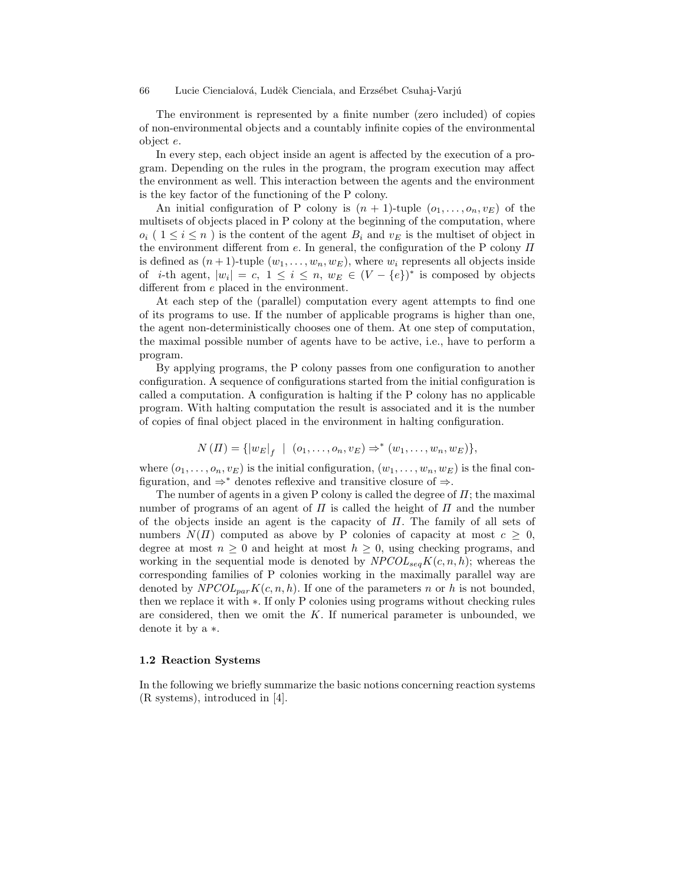The environment is represented by a finite number (zero included) of copies of non-environmental objects and a countably infinite copies of the environmental object $e$.

In every step, each object inside an agent is affected by the execution of a program. Depending on the rules in the program, the program execution may affect the environment as well. This interaction between the agents and the environment is the key factor of the functioning of the P colony.

An initial configuration of P colony is $(n+1)$-tuple $(o_1, \ldots, o_n, v_E)$ of the multisets of objects placed in P colony at the beginning of the computation, where $o_i$ ( $1 \leq i \leq n$ ) is the content of the agent $B_i$ and $v_E$ is the multiset of object in the environment different from $e$. In general, the configuration of the P colony $\Pi$ is defined as $(n+1)$-tuple $(w_1, \ldots, w_n, w_E)$, where $w_i$ represents all objects inside of $i$-th agent, $|w_i| = c$, $1 \leq i \leq n$, $w_E \in (V - \{e\})^*$ is composed by objects different from $e$ placed in the environment.

At each step of the (parallel) computation every agent attempts to find one of its programs to use. If the number of applicable programs is higher than one, the agent non-deterministically chooses one of them. At one step of computation, the maximal possible number of agents have to be active, i.e., have to perform a program.

By applying programs, the P colony passes from one configuration to another configuration. A sequence of configurations started from the initial configuration is called a computation. A configuration is halting if the P colony has no applicable program. With halting computation the result is associated and it is the number of copies of final object placed in the environment in halting configuration.

$$N(\Pi) = \{|w_E|_f \;\mid\; (o_1, \ldots, o_n, v_E) \Rightarrow^* (w_1, \ldots, w_n, w_E)\},$$

where $(o_1, \ldots, o_n, v_E)$ is the initial configuration, $(w_1, \ldots, w_n, w_E)$ is the final configuration, and $\Rightarrow^*$ denotes reflexive and transitive closure of $\Rightarrow$.

The number of agents in a given P colony is called the degree of $\Pi$; the maximal number of programs of an agent of $\Pi$ is called the height of $\Pi$ and the number of the objects inside an agent is the capacity of $\Pi$. The family of all sets of numbers $N(\Pi)$ computed as above by P colonies of capacity at most $c \geq 0$, degree at most $n \geq 0$ and height at most $h \geq 0$, using checking programs, and working in the sequential mode is denoted by $NPCOL_{seq}K(c, n, h)$; whereas the corresponding families of P colonies working in the maximally parallel way are denoted by $NPCOL_{par}K(c, n, h)$. If one of the parameters $n$ or $h$ is not bounded, then we replace it with $*$. If only P colonies using programs without checking rules are considered, then we omit the $K$. If numerical parameter is unbounded, we denote it by a $*$.

### 1.2 Reaction Systems

In the following we briefly summarize the basic notions concerning reaction systems (R systems), introduced in [4].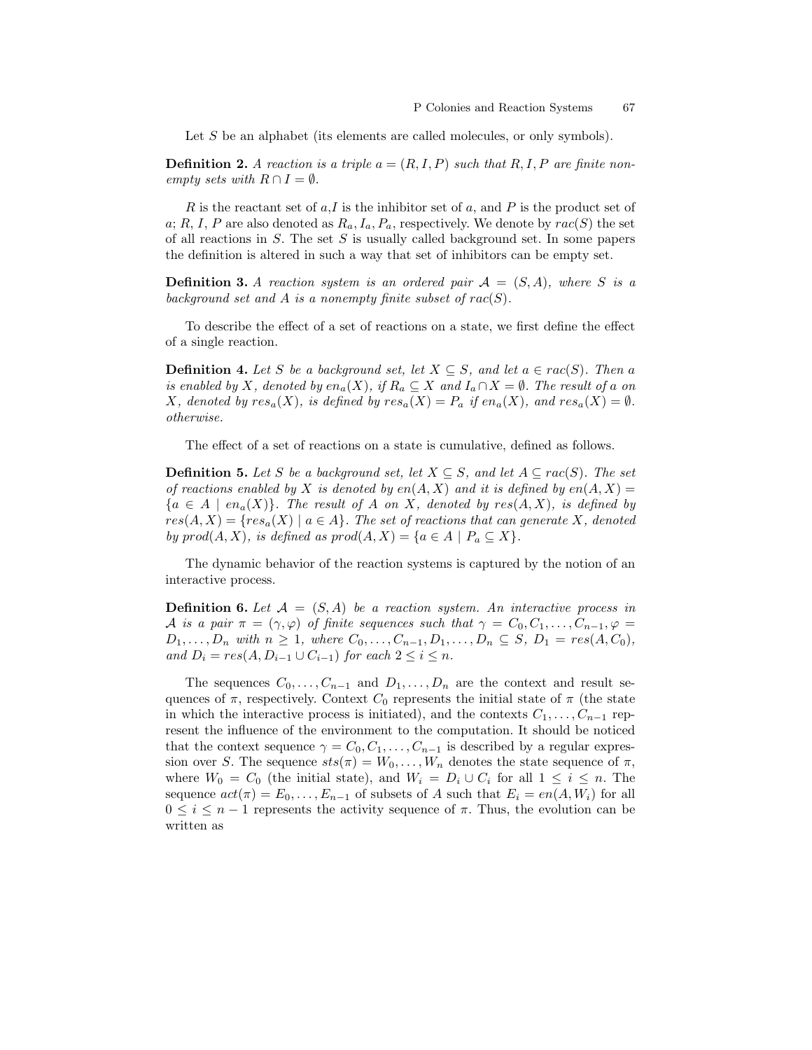Let $S$ be an alphabet (its elements are called molecules, or only symbols).

**Definition 2.** *A reaction is a triple $a = (R, I, P)$ such that $R, I, P$ are finite non-empty sets with $R \cap I = \emptyset$.*

$R$ is the reactant set of $a$,$I$ is the inhibitor set of $a$, and $P$ is the product set of $a$; $R$, $I$, $P$ are also denoted as $R_a, I_a, P_a$, respectively. We denote by $rac(S)$ the set of all reactions in $S$. The set $S$ is usually called background set. In some papers the definition is altered in such a way that set of inhibitors can be empty set.

**Definition 3.** *A reaction system is an ordered pair $\mathcal{A} = (S, A)$, where $S$ is a background set and $A$ is a nonempty finite subset of $rac(S)$.*

To describe the effect of a set of reactions on a state, we first define the effect of a single reaction.

**Definition 4.** *Let $S$ be a background set, let $X \subseteq S$, and let $a \in rac(S)$. Then $a$ is enabled by $X$, denoted by $en_a(X)$, if $R_a \subseteq X$ and $I_a \cap X = \emptyset$. The result of $a$ on $X$, denoted by $res_a(X)$, is defined by $res_a(X) = P_a$ if $en_a(X)$, and $res_a(X) = \emptyset$. otherwise.*

The effect of a set of reactions on a state is cumulative, defined as follows.

**Definition 5.** *Let $S$ be a background set, let $X \subseteq S$, and let $A \subseteq rac(S)$. The set of reactions enabled by $X$ is denoted by $en(A, X)$ and it is defined by $en(A, X) = \{a \in A \mid en_a(X)\}$. The result of $A$ on $X$, denoted by $res(A, X)$, is defined by $res(A, X) = \{res_a(X) \mid a \in A\}$. The set of reactions that can generate $X$, denoted by $prod(A, X)$, is defined as $prod(A, X) = \{a \in A \mid P_a \subseteq X\}$.*

The dynamic behavior of the reaction systems is captured by the notion of an interactive process.

**Definition 6.** *Let $\mathcal{A} = (S, A)$ be a reaction system. An interactive process in $\mathcal{A}$ is a pair $\pi = (\gamma, \varphi)$ of finite sequences such that $\gamma = C_0, C_1, \ldots, C_{n-1}, \varphi = D_1, \ldots, D_n$ with $n \geq 1$, where $C_0, \ldots, C_{n-1}, D_1, \ldots, D_n \subseteq S$, $D_1 = res(A, C_0)$, and $D_i = res(A, D_{i-1} \cup C_{i-1})$ for each $2 \leq i \leq n$.*

The sequences $C_0, \ldots, C_{n-1}$ and $D_1, \ldots, D_n$ are the context and result sequences of $\pi$, respectively. Context $C_0$ represents the initial state of $\pi$ (the state in which the interactive process is initiated), and the contexts $C_1, \ldots, C_{n-1}$ represent the influence of the environment to the computation. It should be noticed that the context sequence $\gamma = C_0, C_1, \ldots, C_{n-1}$ is described by a regular expression over $S$. The sequence $sts(\pi) = W_0, \ldots, W_n$ denotes the state sequence of $\pi$, where $W_0 = C_0$ (the initial state), and $W_i = D_i \cup C_i$ for all $1 \leq i \leq n$. The sequence $act(\pi) = E_0, \ldots, E_{n-1}$ of subsets of $A$ such that $E_i = en(A, W_i)$ for all $0 \leq i \leq n-1$ represents the activity sequence of $\pi$. Thus, the evolution can be written as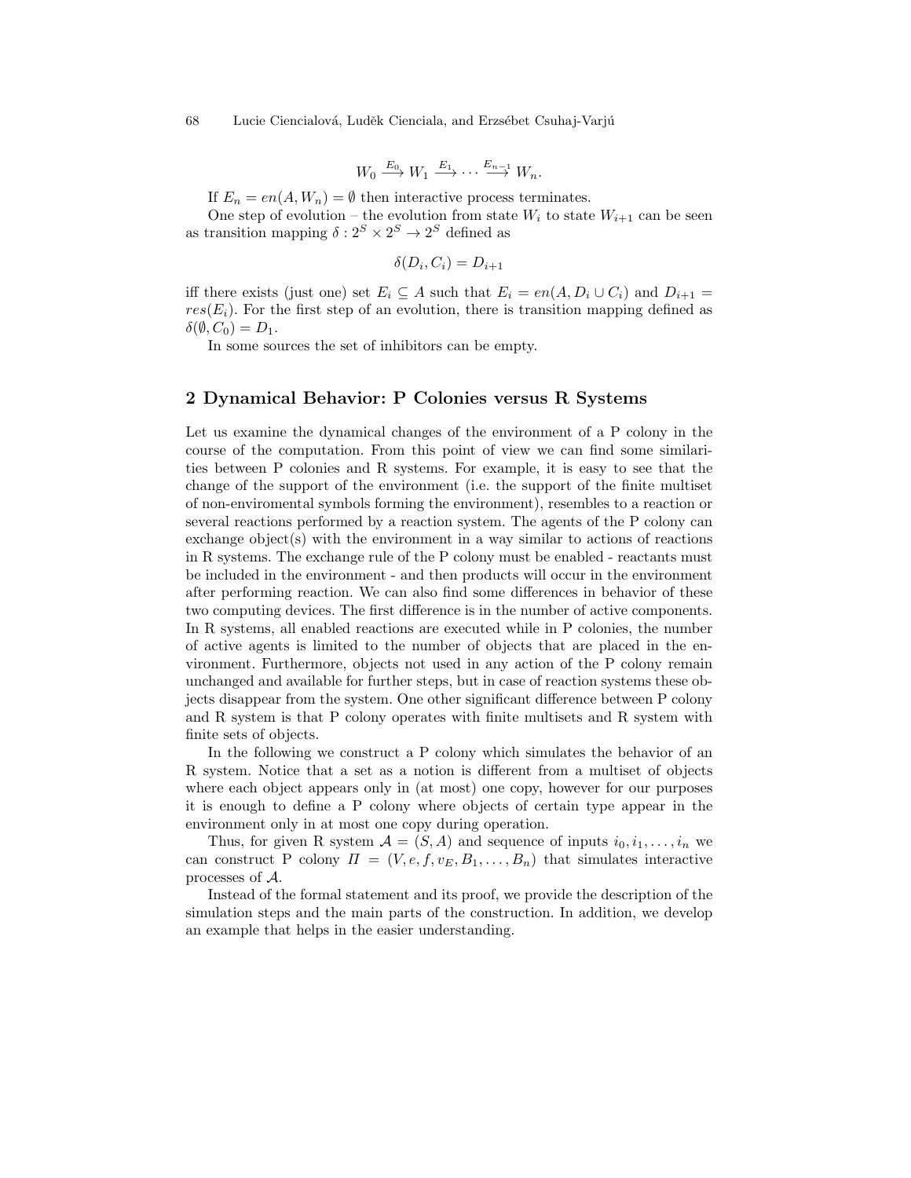$$W_0 \xrightarrow{E_0} W_1 \xrightarrow{E_1} \cdots \xrightarrow{E_{n-1}} W_n.$$

If $E_n = en(A, W_n) = \emptyset$ then interactive process terminates.

One step of evolution – the evolution from state $W_i$ to state $W_{i+1}$ can be seen as transition mapping $\delta : 2^S \times 2^S \to 2^S$ defined as

$$\delta(D_i, C_i) = D_{i+1}$$

iff there exists (just one) set $E_i \subseteq A$ such that $E_i = en(A, D_i \cup C_i)$ and $D_{i+1} = res(E_i)$. For the first step of an evolution, there is transition mapping defined as $\delta(\emptyset, C_0) = D_1$.

In some sources the set of inhibitors can be empty.

## 2 Dynamical Behavior: P Colonies versus R Systems

Let us examine the dynamical changes of the environment of a P colony in the course of the computation. From this point of view we can find some similarities between P colonies and R systems. For example, it is easy to see that the change of the support of the environment (i.e. the support of the finite multiset of non-enviromental symbols forming the environment), resembles to a reaction or several reactions performed by a reaction system. The agents of the P colony can exchange object(s) with the environment in a way similar to actions of reactions in R systems. The exchange rule of the P colony must be enabled - reactants must be included in the environment - and then products will occur in the environment after performing reaction. We can also find some differences in behavior of these two computing devices. The first difference is in the number of active components. In R systems, all enabled reactions are executed while in P colonies, the number of active agents is limited to the number of objects that are placed in the environment. Furthermore, objects not used in any action of the P colony remain unchanged and available for further steps, but in case of reaction systems these objects disappear from the system. One other significant difference between P colony and R system is that P colony operates with finite multisets and R system with finite sets of objects.

In the following we construct a P colony which simulates the behavior of an R system. Notice that a set as a notion is different from a multiset of objects where each object appears only in (at most) one copy, however for our purposes it is enough to define a P colony where objects of certain type appear in the environment only in at most one copy during operation.

Thus, for given R system $\mathcal{A} = (S, A)$ and sequence of inputs $i_0, i_1, \ldots, i_n$ we can construct P colony $\Pi = (V, e, f, v_E, B_1, \ldots, B_n)$ that simulates interactive processes of $\mathcal{A}$.

Instead of the formal statement and its proof, we provide the description of the simulation steps and the main parts of the construction. In addition, we develop an example that helps in the easier understanding.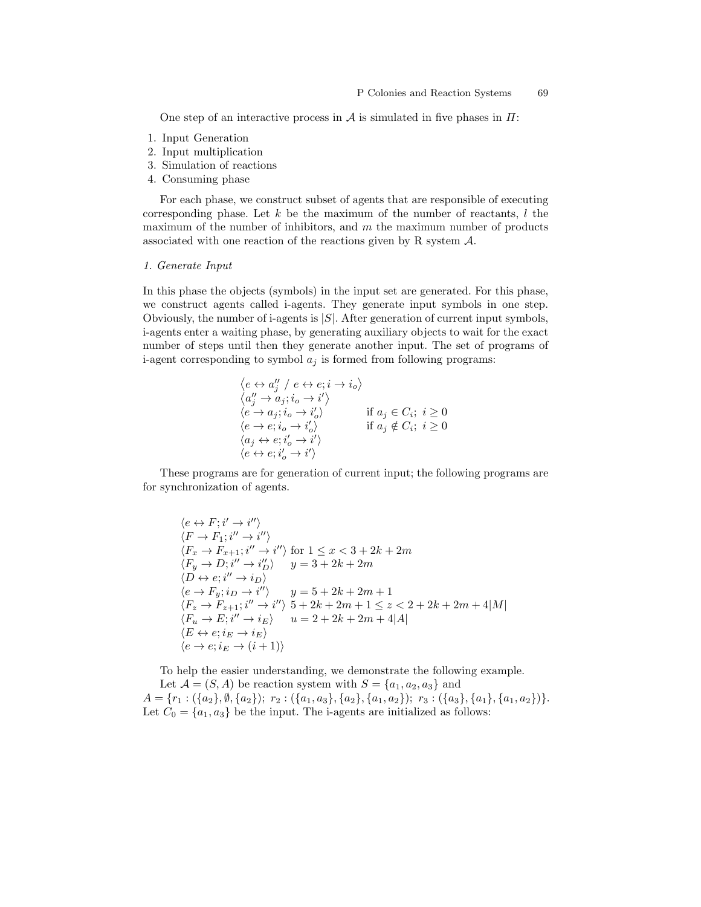One step of an interactive process in $\mathcal{A}$ is simulated in five phases in $\Pi$:

1. Input Generation
2. Input multiplication
3. Simulation of reactions
4. Consuming phase

For each phase, we construct subset of agents that are responsible of executing corresponding phase. Let $k$ be the maximum of the number of reactants, $l$ the maximum of the number of inhibitors, and $m$ the maximum number of products associated with one reaction of the reactions given by R system $\mathcal{A}$.

*1. Generate Input*

In this phase the objects (symbols) in the input set are generated. For this phase, we construct agents called i-agents. They generate input symbols in one step. Obviously, the number of i-agents is $|S|$. After generation of current input symbols, i-agents enter a waiting phase, by generating auxiliary objects to wait for the exact number of steps until then they generate another input. The set of programs of i-agent corresponding to symbol $a_j$ is formed from following programs:

$$
\begin{array}{ll}
\langle e \leftrightarrow a_j'' \;/\; e \leftrightarrow e; i \rightarrow i_o \rangle & \\
\langle a_j'' \rightarrow a_j; i_o \rightarrow i' \rangle & \\
\langle e \rightarrow a_j; i_o \rightarrow i_o' \rangle & \text{if } a_j \in C_i;\ i \geq 0 \\
\langle e \rightarrow e; i_o \rightarrow i_o' \rangle & \text{if } a_j \notin C_i;\ i \geq 0 \\
\langle a_j \leftrightarrow e; i_o' \rightarrow i' \rangle & \\
\langle e \leftrightarrow e; i_o' \rightarrow i' \rangle &
\end{array}
$$

These programs are for generation of current input; the following programs are for synchronization of agents.

$$
\begin{array}{ll}
\langle e \leftrightarrow F; i' \rightarrow i'' \rangle & \\
\langle F \rightarrow F_1; i'' \rightarrow i'' \rangle & \\
\langle F_x \rightarrow F_{x+1}; i'' \rightarrow i'' \rangle & \text{for } 1 \leq x < 3 + 2k + 2m \\
\langle F_y \rightarrow D; i'' \rightarrow i_D'' \rangle & y = 3 + 2k + 2m \\
\langle D \leftrightarrow e; i'' \rightarrow i_D \rangle & \\
\langle e \rightarrow F_y; i_D \rightarrow i'' \rangle & y = 5 + 2k + 2m + 1 \\
\langle F_z \rightarrow F_{z+1}; i'' \rightarrow i'' \rangle & 5 + 2k + 2m + 1 \leq z < 2 + 2k + 2m + 4|M| \\
\langle F_u \rightarrow E; i'' \rightarrow i_E \rangle & u = 2 + 2k + 2m + 4|A| \\
\langle E \leftrightarrow e; i_E \rightarrow i_E \rangle & \\
\langle e \rightarrow e; i_E \rightarrow (i+1) \rangle &
\end{array}
$$

To help the easier understanding, we demonstrate the following example.

Let $\mathcal{A} = (S, A)$ be reaction system with $S = \{a_1, a_2, a_3\}$ and $A = \{r_1 : (\{a_2\}, \emptyset, \{a_2\});\ r_2 : (\{a_1, a_3\}, \{a_2\}, \{a_1, a_2\});\ r_3 : (\{a_3\}, \{a_1\}, \{a_1, a_2\})\}$. Let $C_0 = \{a_1, a_3\}$ be the input. The i-agents are initialized as follows: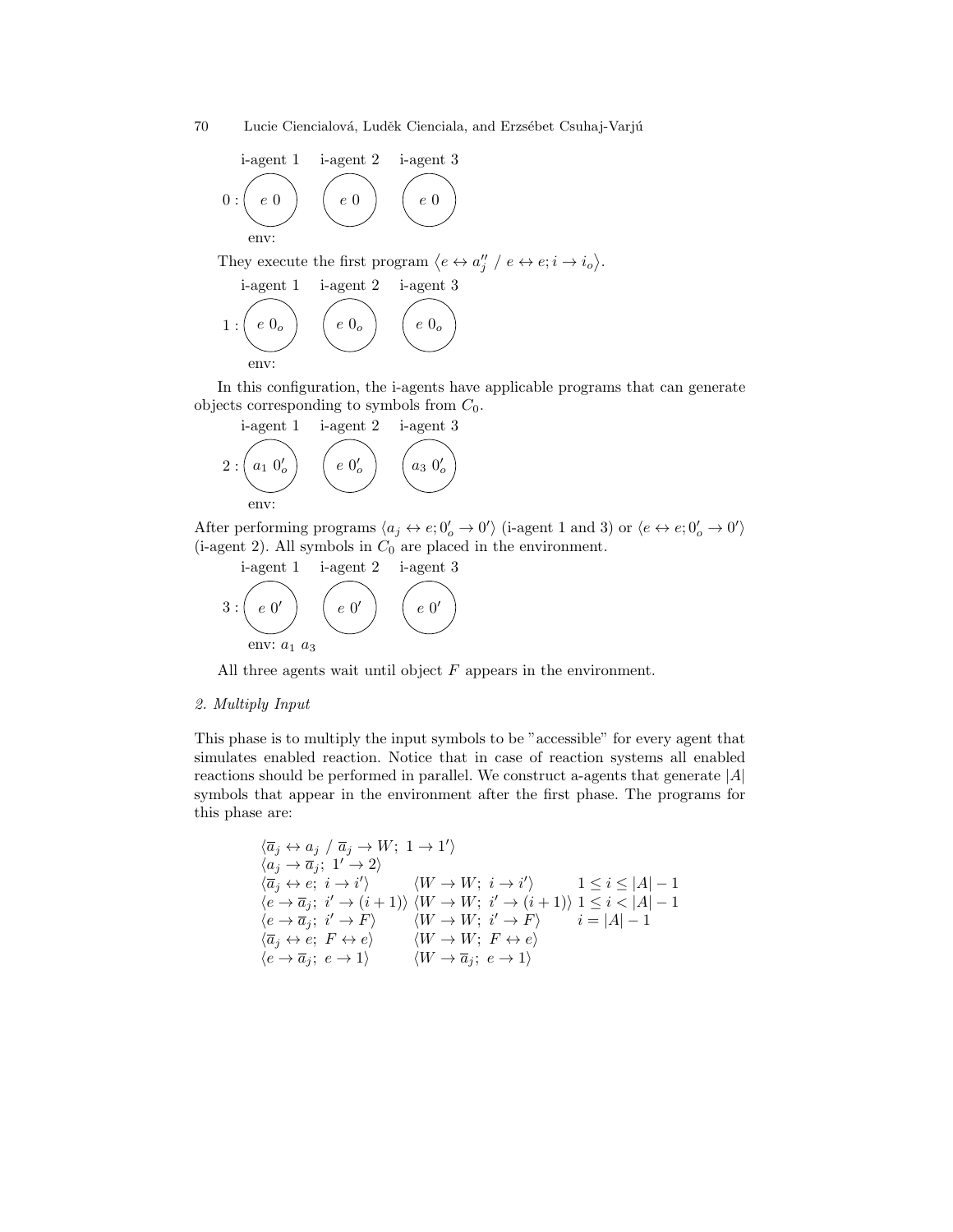i-agent 1 i-agent 2 i-agent 3

$0:$ ( $e\ 0$ ) ( $e\ 0$ ) ( $e\ 0$ )

env:

They execute the first program $\langle e \leftrightarrow a''_j \;/\; e \leftrightarrow e; i \rightarrow i_o \rangle$.

i-agent 1 i-agent 2 i-agent 3

$1:$ ( $e\ 0_o$ ) ( $e\ 0_o$ ) ( $e\ 0_o$ )

env:

In this configuration, the i-agents have applicable programs that can generate objects corresponding to symbols from $C_0$.

i-agent 1 i-agent 2 i-agent 3

$2:$ ( $a_1\ 0'_o$ ) ( $e\ 0'_o$ ) ( $a_3\ 0'_o$ )

env:

After performing programs $\langle a_j \leftrightarrow e; 0'_o \rightarrow 0' \rangle$ (i-agent 1 and 3) or $\langle e \leftrightarrow e; 0'_o \rightarrow 0' \rangle$ (i-agent 2). All symbols in $C_0$ are placed in the environment.

i-agent 1 i-agent 2 i-agent 3

$3:$ ( $e\ 0'$ ) ( $e\ 0'$ ) ( $e\ 0'$ )

env: $a_1\ a_3$

All three agents wait until object $F$ appears in the environment.

*2. Multiply Input*

This phase is to multiply the input symbols to be "accessible" for every agent that simulates enabled reaction. Notice that in case of reaction systems all enabled reactions should be performed in parallel. We construct a-agents that generate $|A|$ symbols that appear in the environment after the first phase. The programs for this phase are:

$$
\begin{array}{lll}
\langle \overline{a}_j \leftrightarrow a_j \;/\; \overline{a}_j \rightarrow W;\ 1 \rightarrow 1' \rangle & & \\
\langle a_j \rightarrow \overline{a}_j;\ 1' \rightarrow 2 \rangle & & \\
\langle \overline{a}_j \leftrightarrow e;\ i \rightarrow i' \rangle & \langle W \rightarrow W;\ i \rightarrow i' \rangle & 1 \leq i \leq |A| - 1 \\
\langle e \rightarrow \overline{a}_j;\ i' \rightarrow (i+1) \rangle & \langle W \rightarrow W;\ i' \rightarrow (i+1) \rangle & 1 \leq i < |A| - 1 \\
\langle e \rightarrow \overline{a}_j;\ i' \rightarrow F \rangle & \langle W \rightarrow W;\ i' \rightarrow F \rangle & i = |A| - 1 \\
\langle \overline{a}_j \leftrightarrow e;\ F \leftrightarrow e \rangle & \langle W \rightarrow W;\ F \leftrightarrow e \rangle & \\
\langle e \rightarrow \overline{a}_j;\ e \rightarrow 1 \rangle & \langle W \rightarrow \overline{a}_j;\ e \rightarrow 1 \rangle &
\end{array}
$$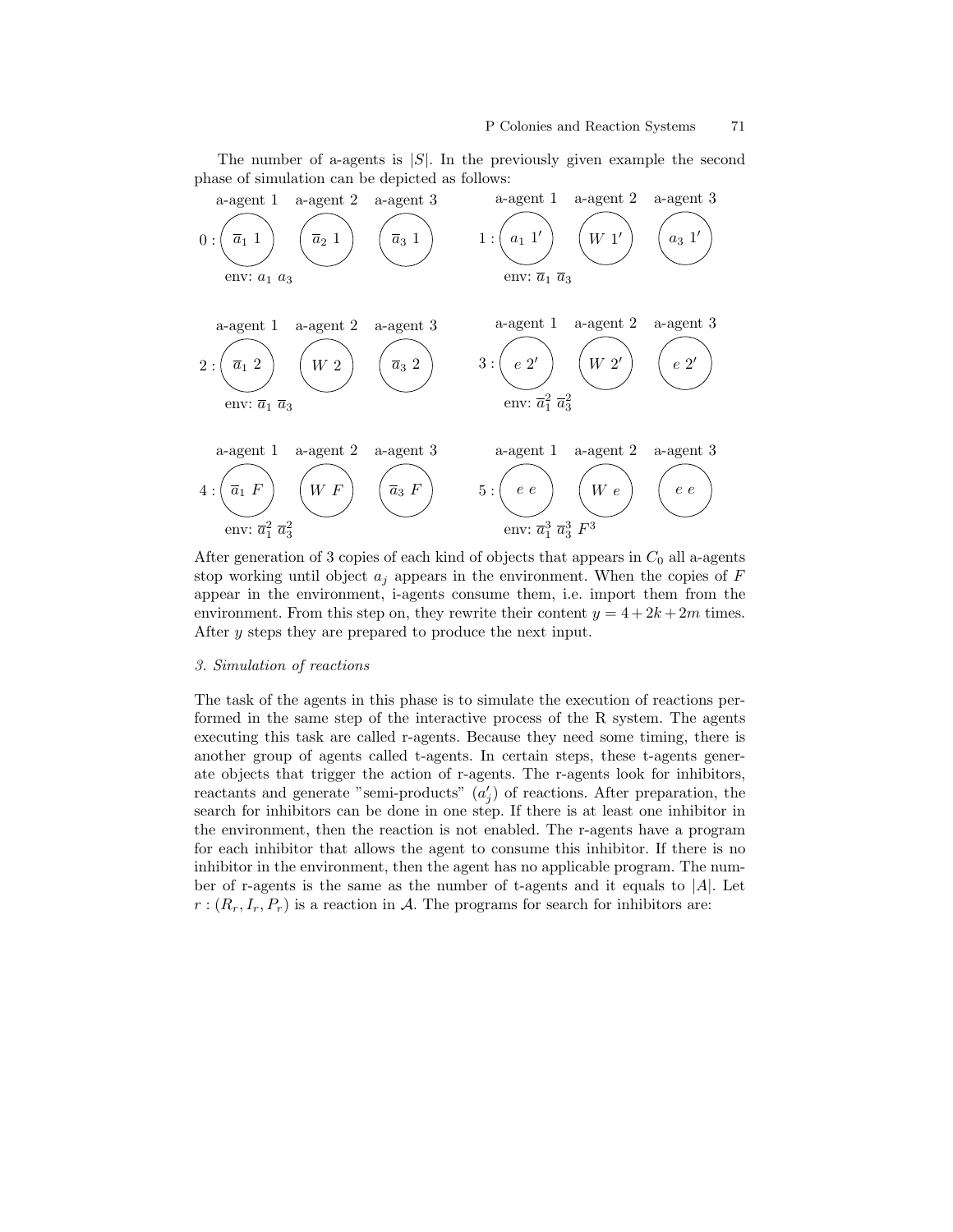The number of a-agents is $|S|$. In the previously given example the second phase of simulation can be depicted as follows:

| | a-agent 1 | a-agent 2 | a-agent 3 |
|---|---|---|---|
| 0 : | $\overline{a}_1$ 1 | $\overline{a}_2$ 1 | $\overline{a}_3$ 1 |
| | env: $a_1$ $a_3$ | | |

| | a-agent 1 | a-agent 2 | a-agent 3 |
|---|---|---|---|
| 1 : | $a_1$ $1'$ | $W$ $1'$ | $a_3$ $1'$ |
| | env: $\overline{a}_1$ $\overline{a}_3$ | | |

| | a-agent 1 | a-agent 2 | a-agent 3 |
|---|---|---|---|
| 2 : | $\overline{a}_1$ 2 | $W$ 2 | $\overline{a}_3$ 2 |
| | env: $\overline{a}_1$ $\overline{a}_3$ | | |

| | a-agent 1 | a-agent 2 | a-agent 3 |
|---|---|---|---|
| 3 : | $e$ $2'$ | $W$ $2'$ | $e$ $2'$ |
| | env: $\overline{a}_1^2$ $\overline{a}_3^2$ | | |

| | a-agent 1 | a-agent 2 | a-agent 3 |
|---|---|---|---|
| 4 : | $\overline{a}_1$ $F$ | $W$ $F$ | $\overline{a}_3$ $F$ |
| | env: $\overline{a}_1^2$ $\overline{a}_3^2$ | | |

| | a-agent 1 | a-agent 2 | a-agent 3 |
|---|---|---|---|
| 5 : | $e$ $e$ | $W$ $e$ | $e$ $e$ |
| | env: $\overline{a}_1^3$ $\overline{a}_3^3$ $F^3$ | | |

After generation of 3 copies of each kind of objects that appears in $C_0$ all a-agents stop working until object $a_j$ appears in the environment. When the copies of $F$ appear in the environment, i-agents consume them, i.e. import them from the environment. From this step on, they rewrite their content $y = 4 + 2k + 2m$ times. After $y$ steps they are prepared to produce the next input.

*3. Simulation of reactions*

The task of the agents in this phase is to simulate the execution of reactions performed in the same step of the interactive process of the R system. The agents executing this task are called r-agents. Because they need some timing, there is another group of agents called t-agents. In certain steps, these t-agents generate objects that trigger the action of r-agents. The r-agents look for inhibitors, reactants and generate "semi-products" ($a'_j$) of reactions. After preparation, the search for inhibitors can be done in one step. If there is at least one inhibitor in the environment, then the reaction is not enabled. The r-agents have a program for each inhibitor that allows the agent to consume this inhibitor. If there is no inhibitor in the environment, then the agent has no applicable program. The number of r-agents is the same as the number of t-agents and it equals to $|A|$. Let $r : (R_r, I_r, P_r)$ is a reaction in $\mathcal{A}$. The programs for search for inhibitors are: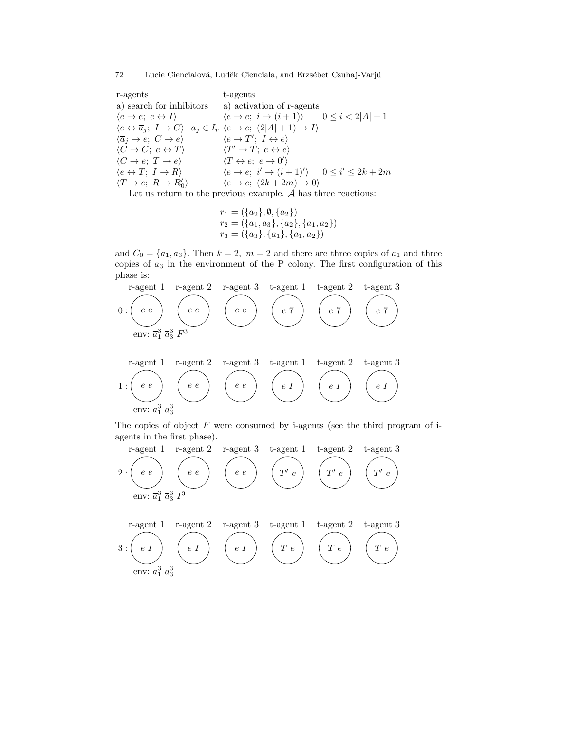| r-agents | | t-agents | |
|---|---|---|---|
| a) search for inhibitors | | a) activation of r-agents | |
| $\langle e \to e;\ e \leftrightarrow I \rangle$ | | $\langle e \to e;\ i \to (i+1) \rangle$ | $0 \le i < 2\|A\|+1$ |
| $\langle e \leftrightarrow \overline{a}_j;\ I \to C \rangle$ | $a_j \in I_r$ | $\langle e \to e;\ (2\|A\|+1) \to I \rangle$ | |
| $\langle \overline{a}_j \to e;\ C \to e \rangle$ | | $\langle e \to T';\ I \leftrightarrow e \rangle$ | |
| $\langle C \to C;\ e \leftrightarrow T \rangle$ | | $\langle T' \to T;\ e \leftrightarrow e \rangle$ | |
| $\langle C \to e;\ T \to e \rangle$ | | $\langle T \leftrightarrow e;\ e \to 0' \rangle$ | |
| $\langle e \leftrightarrow T;\ I \to R \rangle$ | | $\langle e \to e;\ i' \to (i+1)' \rangle$ | $0 \le i' \le 2k+2m$ |
| $\langle T \to e;\ R \to R_0' \rangle$ | | $\langle e \to e;\ (2k+2m) \to 0 \rangle$ | |

Let us return to the previous example. $\mathcal{A}$ has three reactions:

$$r_1 = (\{a_2\}, \emptyset, \{a_2\})$$
$$r_2 = (\{a_1, a_3\}, \{a_2\}, \{a_1, a_2\})$$
$$r_3 = (\{a_3\}, \{a_1\}, \{a_1, a_2\})$$

and $C_0 = \{a_1, a_3\}$. Then $k = 2,\ m = 2$ and there are three copies of $\overline{a}_1$ and three copies of $\overline{a}_3$ in the environment of the P colony. The first configuration of this phase is:

| | r-agent 1 | r-agent 2 | r-agent 3 | t-agent 1 | t-agent 2 | t-agent 3 |
|---|---|---|---|---|---|---|
| 0: | $e\ e$ | $e\ e$ | $e\ e$ | $e\ 7$ | $e\ 7$ | $e\ 7$ |

env: $\overline{a}_1^3\ \overline{a}_3^3\ F^3$

| | r-agent 1 | r-agent 2 | r-agent 3 | t-agent 1 | t-agent 2 | t-agent 3 |
|---|---|---|---|---|---|---|
| 1: | $e\ e$ | $e\ e$ | $e\ e$ | $e\ I$ | $e\ I$ | $e\ I$ |

env: $\overline{a}_1^3\ \overline{a}_3^3$

The copies of object $F$ were consumed by i-agents (see the third program of i-agents in the first phase).

| | r-agent 1 | r-agent 2 | r-agent 3 | t-agent 1 | t-agent 2 | t-agent 3 |
|---|---|---|---|---|---|---|
| 2: | $e\ e$ | $e\ e$ | $e\ e$ | $T'\ e$ | $T'\ e$ | $T'\ e$ |

env: $\overline{a}_1^3\ \overline{a}_3^3\ I^3$

| | r-agent 1 | r-agent 2 | r-agent 3 | t-agent 1 | t-agent 2 | t-agent 3 |
|---|---|---|---|---|---|---|
| 3: | $e\ I$ | $e\ I$ | $e\ I$ | $T\ e$ | $T\ e$ | $T\ e$ |

env: $\overline{a}_1^3\ \overline{a}_3^3$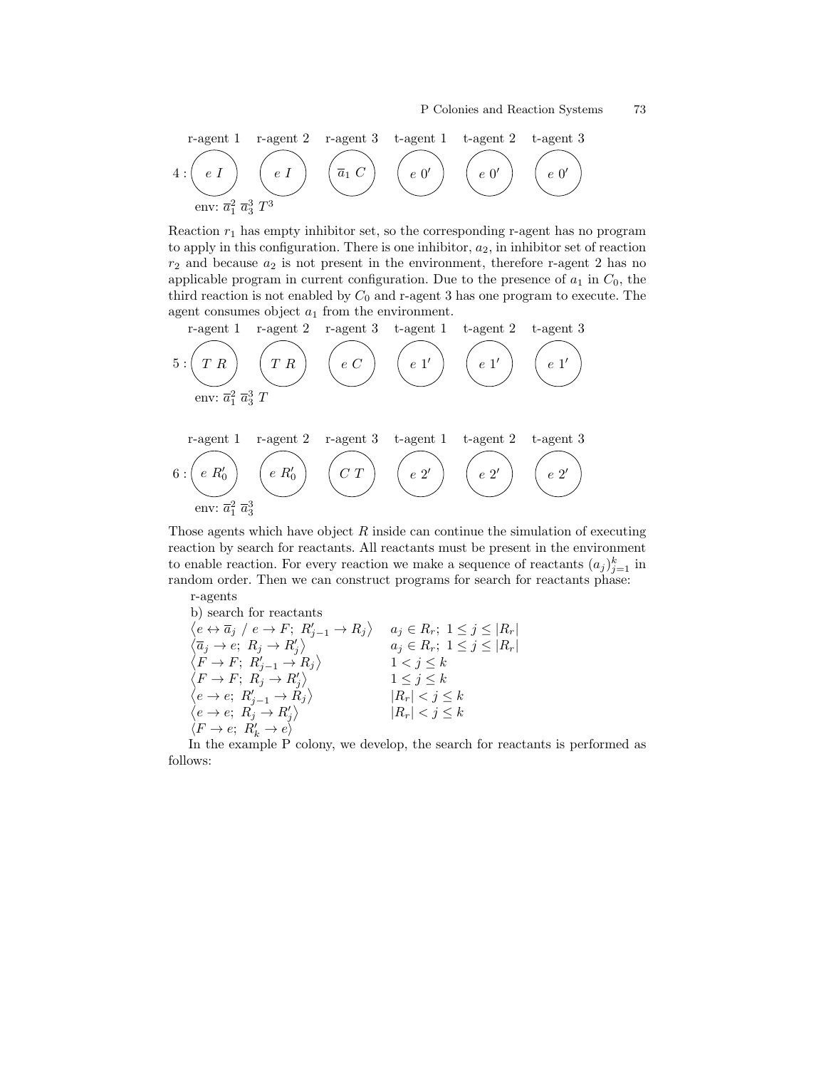| | r-agent 1 | r-agent 2 | r-agent 3 | t-agent 1 | t-agent 2 | t-agent 3 |
|---|---|---|---|---|---|---|
| 4 : | $e\ I$ | $e\ I$ | $\overline{a}_1\ C$ | $e\ 0'$ | $e\ 0'$ | $e\ 0'$ |

env: $\overline{a}_1^2\ \overline{a}_3^3\ T^3$

Reaction $r_1$ has empty inhibitor set, so the corresponding r-agent has no program to apply in this configuration. There is one inhibitor, $a_2$, in inhibitor set of reaction $r_2$ and because $a_2$ is not present in the environment, therefore r-agent 2 has no applicable program in current configuration. Due to the presence of $a_1$ in $C_0$, the third reaction is not enabled by $C_0$ and r-agent 3 has one program to execute. The agent consumes object $a_1$ from the environment.

| | r-agent 1 | r-agent 2 | r-agent 3 | t-agent 1 | t-agent 2 | t-agent 3 |
|---|---|---|---|---|---|---|
| 5 : | $T\ R$ | $T\ R$ | $e\ C$ | $e\ 1'$ | $e\ 1'$ | $e\ 1'$ |

env: $\overline{a}_1^2\ \overline{a}_3^3\ T$

| | r-agent 1 | r-agent 2 | r-agent 3 | t-agent 1 | t-agent 2 | t-agent 3 |
|---|---|---|---|---|---|---|
| 6 : | $e\ R_0'$ | $e\ R_0'$ | $C\ T$ | $e\ 2'$ | $e\ 2'$ | $e\ 2'$ |

env: $\overline{a}_1^2\ \overline{a}_3^3$

Those agents which have object $R$ inside can continue the simulation of executing reaction by search for reactants. All reactants must be present in the environment to enable reaction. For every reaction we make a sequence of reactants $(a_j)_{j=1}^k$ in random order. Then we can construct programs for search for reactants phase:

r-agents

b) search for reactants

| | |
|---|---|
| $\langle e \leftrightarrow \overline{a}_j\ /\ e \rightarrow F;\ R_{j-1}' \rightarrow R_j \rangle$ | $a_j \in R_r;\ 1 \leq j \leq \lvert R_r \rvert$ |
| $\langle \overline{a}_j \rightarrow e;\ R_j \rightarrow R_j' \rangle$ | $a_j \in R_r;\ 1 \leq j \leq \lvert R_r \rvert$ |
| $\langle F \rightarrow F;\ R_{j-1}' \rightarrow R_j \rangle$ | $1 < j \leq k$ |
| $\langle F \rightarrow F;\ R_j \rightarrow R_j' \rangle$ | $1 \leq j \leq k$ |
| $\langle e \rightarrow e;\ R_{j-1}' \rightarrow R_j \rangle$ | $\lvert R_r \rvert < j \leq k$ |
| $\langle e \rightarrow e;\ R_j \rightarrow R_j' \rangle$ | $\lvert R_r \rvert < j \leq k$ |
| $\langle F \rightarrow e;\ R_k' \rightarrow e \rangle$ | |

In the example P colony, we develop, the search for reactants is performed as follows: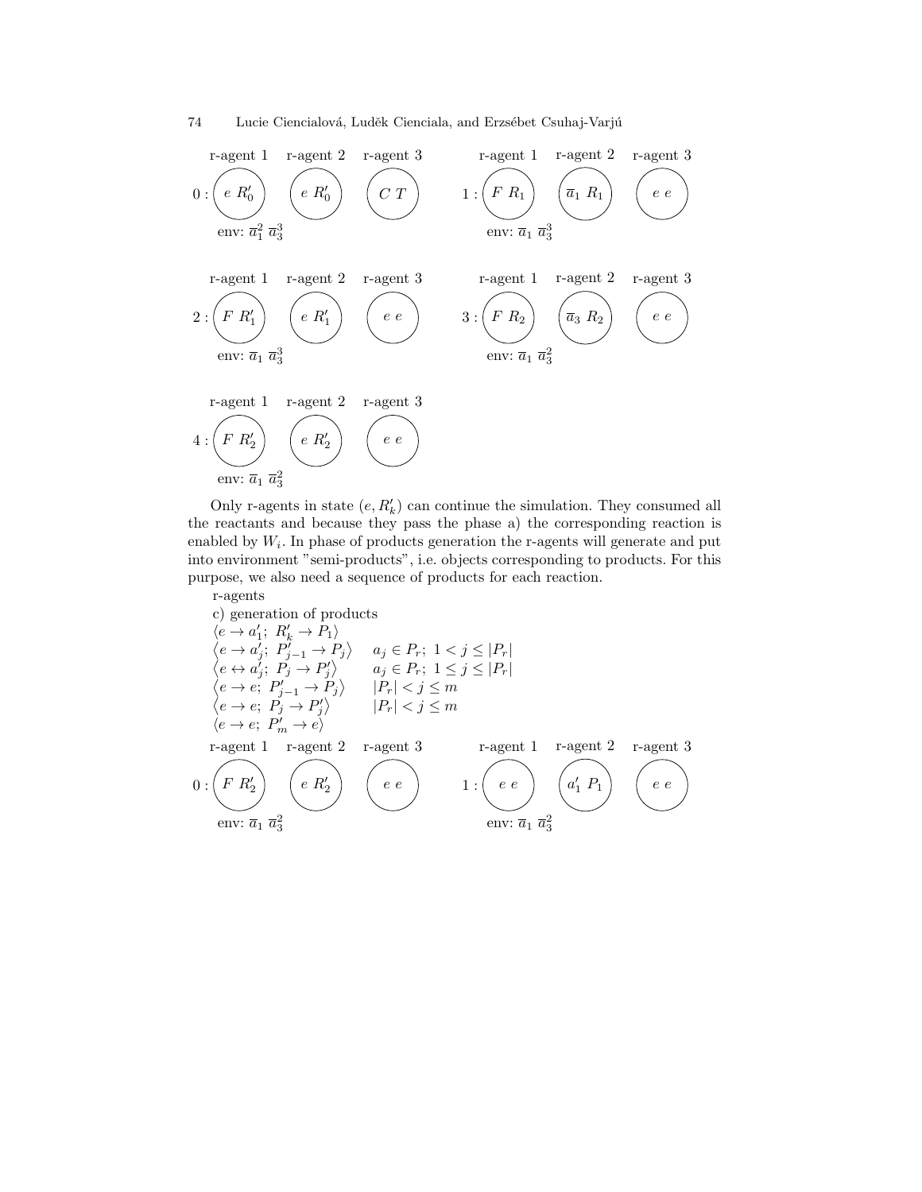| | r-agent 1 | r-agent 2 | r-agent 3 |
|---|---|---|---|
| 0: | $e\ R'_0$ | $e\ R'_0$ | $C\ T$ |
| | env: $\overline{a}_1^2\ \overline{a}_3^3$ | | |

| | r-agent 1 | r-agent 2 | r-agent 3 |
|---|---|---|---|
| 1: | $F\ R_1$ | $\overline{a}_1\ R_1$ | $e\ e$ |
| | env: $\overline{a}_1\ \overline{a}_3^3$ | | |

| | r-agent 1 | r-agent 2 | r-agent 3 |
|---|---|---|---|
| 2: | $F\ R'_1$ | $e\ R'_1$ | $e\ e$ |
| | env: $\overline{a}_1\ \overline{a}_3^3$ | | |

| | r-agent 1 | r-agent 2 | r-agent 3 |
|---|---|---|---|
| 3: | $F\ R_2$ | $\overline{a}_3\ R_2$ | $e\ e$ |
| | env: $\overline{a}_1\ \overline{a}_3^2$ | | |

| | r-agent 1 | r-agent 2 | r-agent 3 |
|---|---|---|---|
| 4: | $F\ R'_2$ | $e\ R'_2$ | $e\ e$ |
| | env: $\overline{a}_1\ \overline{a}_3^2$ | | |

Only r-agents in state $(e, R'_k)$ can continue the simulation. They consumed all the reactants and because they pass the phase a) the corresponding reaction is enabled by $W_i$. In phase of products generation the r-agents will generate and put into environment "semi-products", i.e. objects corresponding to products. For this purpose, we also need a sequence of products for each reaction.

r-agents

c) generation of products

$\langle e \to a'_1;\ R'_k \to P_1 \rangle$

$\left\langle e \to a'_j;\ P'_{j-1} \to P_j \right\rangle \quad a_j \in P_r;\ 1 < j \leq |P_r|$

$\left\langle e \leftrightarrow a'_j;\ P_j \to P'_j \right\rangle \quad a_j \in P_r;\ 1 \leq j \leq |P_r|$

$\left\langle e \to e;\ P'_{j-1} \to P_j \right\rangle \quad |P_r| < j \leq m$

$\left\langle e \to e;\ P_j \to P'_j \right\rangle \quad |P_r| < j \leq m$

$\langle e \to e;\ P'_m \to e \rangle$

| | r-agent 1 | r-agent 2 | r-agent 3 |
|---|---|---|---|
| 0: | $F\ R'_2$ | $e\ R'_2$ | $e\ e$ |
| | env: $\overline{a}_1\ \overline{a}_3^2$ | | |

| | r-agent 1 | r-agent 2 | r-agent 3 |
|---|---|---|---|
| 1: | $e\ e$ | $a'_1\ P_1$ | $e\ e$ |
| | env: $\overline{a}_1\ \overline{a}_3^2$ | | |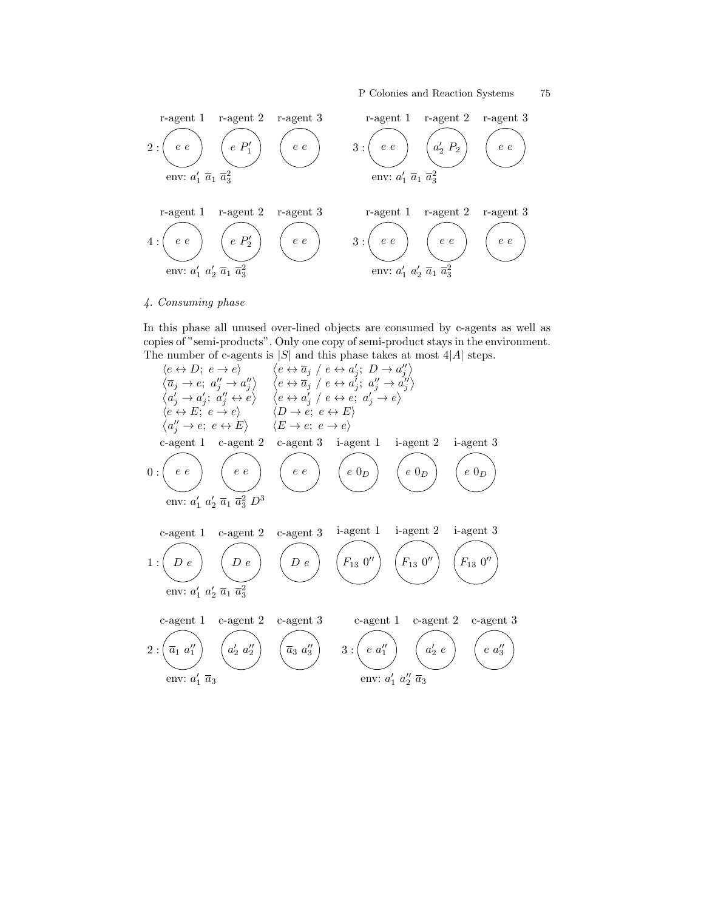| | r-agent 1 | r-agent 2 | r-agent 3 |
|---|---|---|---|
| 2 : | $e\ e$ | $e\ P_1'$ | $e\ e$ |

env: $a_1'\ \overline{a}_1\ \overline{a}_3^2$

| | r-agent 1 | r-agent 2 | r-agent 3 |
|---|---|---|---|
| 3 : | $e\ e$ | $a_2'\ P_2$ | $e\ e$ |

env: $a_1'\ \overline{a}_1\ \overline{a}_3^2$

| | r-agent 1 | r-agent 2 | r-agent 3 |
|---|---|---|---|
| 4 : | $e\ e$ | $e\ P_2'$ | $e\ e$ |

env: $a_1'\ a_2'\ \overline{a}_1\ \overline{a}_3^2$

| | r-agent 1 | r-agent 2 | r-agent 3 |
|---|---|---|---|
| 3 : | $e\ e$ | $e\ e$ | $e\ e$ |

env: $a_1'\ a_2'\ \overline{a}_1\ \overline{a}_3^2$

*4. Consuming phase*

In this phase all unused over-lined objects are consumed by c-agents as well as copies of "semi-products". Only one copy of semi-product stays in the environment. The number of c-agents is $|S|$ and this phase takes at most $4|A|$ steps.

$\langle e \leftrightarrow D;\ e \rightarrow e \rangle$ $\quad \langle e \leftrightarrow \overline{a}_j\ /\ e \leftrightarrow a_j';\ D \rightarrow a_j'' \rangle$

$\langle \overline{a}_j \rightarrow e;\ a_j'' \rightarrow a_j'' \rangle$ $\quad \langle e \leftrightarrow \overline{a}_j\ /\ e \leftrightarrow a_j';\ a_j'' \rightarrow a_j'' \rangle$

$\langle a_j' \rightarrow a_j';\ a_j'' \leftrightarrow e \rangle$ $\quad \langle e \leftrightarrow a_j'\ /\ e \leftrightarrow e;\ a_j' \rightarrow e \rangle$

$\langle e \leftrightarrow E;\ e \rightarrow e \rangle$ $\quad \langle D \rightarrow e;\ e \leftrightarrow E \rangle$

$\langle a_j'' \rightarrow e;\ e \leftrightarrow E \rangle$ $\quad \langle E \rightarrow e;\ e \rightarrow e \rangle$

| | c-agent 1 | c-agent 2 | c-agent 3 | i-agent 1 | i-agent 2 | i-agent 3 |
|---|---|---|---|---|---|---|
| 0 : | $e\ e$ | $e\ e$ | $e\ e$ | $e\ 0_D$ | $e\ 0_D$ | $e\ 0_D$ |

env: $a_1'\ a_2'\ \overline{a}_1\ \overline{a}_3^2\ D^3$

| | c-agent 1 | c-agent 2 | c-agent 3 | i-agent 1 | i-agent 2 | i-agent 3 |
|---|---|---|---|---|---|---|
| 1 : | $D\ e$ | $D\ e$ | $D\ e$ | $F_{13}\ 0''$ | $F_{13}\ 0''$ | $F_{13}\ 0''$ |

env: $a_1'\ a_2'\ \overline{a}_1\ \overline{a}_3^2$

| | c-agent 1 | c-agent 2 | c-agent 3 |
|---|---|---|---|
| 2 : | $\overline{a}_1\ a_1''$ | $a_2'\ a_2''$ | $\overline{a}_3\ a_3''$ |

env: $a_1'\ \overline{a}_3$

| | c-agent 1 | c-agent 2 | c-agent 3 |
|---|---|---|---|
| 3 : | $e\ a_1''$ | $a_2'\ e$ | $e\ a_3''$ |

env: $a_1'\ a_2''\ \overline{a}_3$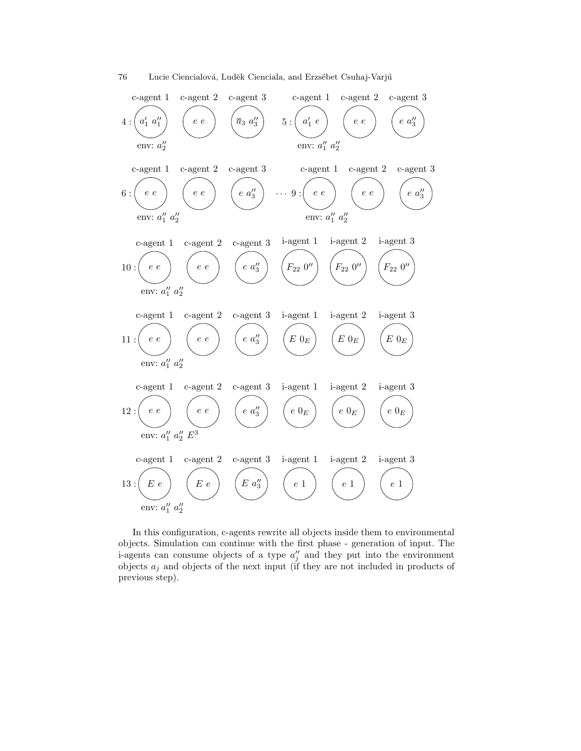4:

| c-agent 1 | c-agent 2 | c-agent 3 |
|---|---|---|
| $a_1'\ a_1''$ | $e\ e$ | $\overline{a}_3\ a_3''$ |

env: $a_2''$

5:

| c-agent 1 | c-agent 2 | c-agent 3 |
|---|---|---|
| $a_1'\ e$ | $e\ e$ | $e\ a_3''$ |

env: $a_1''\ a_2''$

6:

| c-agent 1 | c-agent 2 | c-agent 3 |
|---|---|---|
| $e\ e$ | $e\ e$ | $e\ a_3''$ |

env: $a_1''\ a_2''$

$\cdots$ 9:

| c-agent 1 | c-agent 2 | c-agent 3 |
|---|---|---|
| $e\ e$ | $e\ e$ | $e\ a_3''$ |

env: $a_1''\ a_2''$

10:

| c-agent 1 | c-agent 2 | c-agent 3 | i-agent 1 | i-agent 2 | i-agent 3 |
|---|---|---|---|---|---|
| $e\ e$ | $e\ e$ | $e\ a_3''$ | $F_{22}\ 0''$ | $F_{22}\ 0''$ | $F_{22}\ 0''$ |

env: $a_1''\ a_2''$

11:

| c-agent 1 | c-agent 2 | c-agent 3 | i-agent 1 | i-agent 2 | i-agent 3 |
|---|---|---|---|---|---|
| $e\ e$ | $e\ e$ | $e\ a_3''$ | $E\ 0_E$ | $E\ 0_E$ | $E\ 0_E$ |

env: $a_1''\ a_2''$

12:

| c-agent 1 | c-agent 2 | c-agent 3 | i-agent 1 | i-agent 2 | i-agent 3 |
|---|---|---|---|---|---|
| $e\ e$ | $e\ e$ | $e\ a_3''$ | $e\ 0_E$ | $e\ 0_E$ | $e\ 0_E$ |

env: $a_1''\ a_2''\ E^3$

13:

| c-agent 1 | c-agent 2 | c-agent 3 | i-agent 1 | i-agent 2 | i-agent 3 |
|---|---|---|---|---|---|
| $E\ e$ | $E\ e$ | $E\ a_3''$ | $e\ 1$ | $e\ 1$ | $e\ 1$ |

env: $a_1''\ a_2''$

In this configuration, c-agents rewrite all objects inside them to environmental objects. Simulation can continue with the first phase - generation of input. The i-agents can consume objects of a type $a_j''$ and they put into the environment objects $a_j$ and objects of the next input (if they are not included in products of previous step).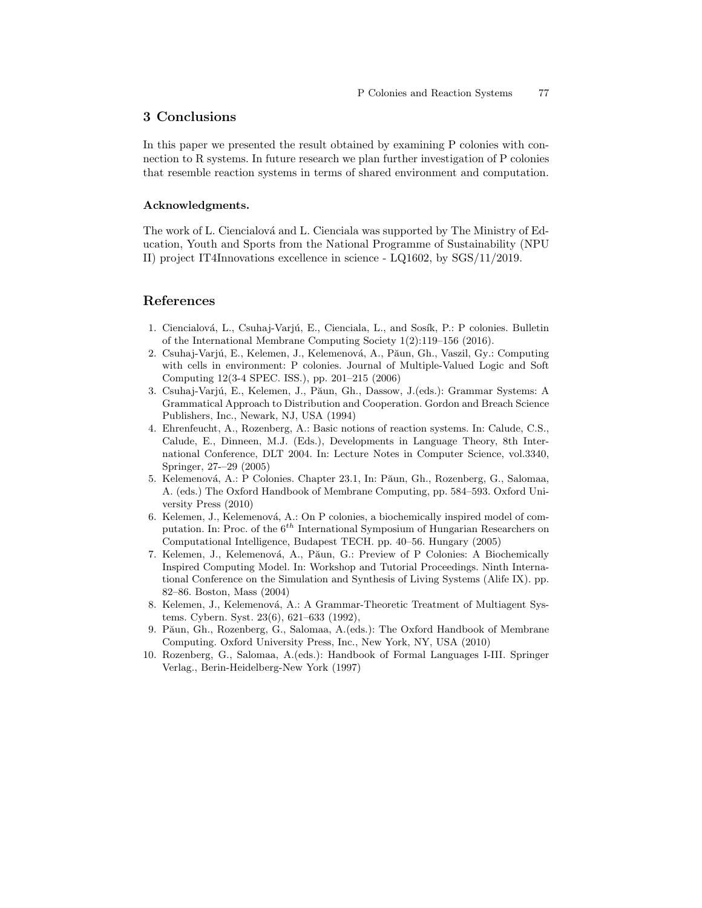## 3 Conclusions

In this paper we presented the result obtained by examining P colonies with connection to R systems. In future research we plan further investigation of P colonies that resemble reaction systems in terms of shared environment and computation.

**Acknowledgments.**

The work of L. Ciencialová and L. Cienciala was supported by The Ministry of Education, Youth and Sports from the National Programme of Sustainability (NPU II) project IT4Innovations excellence in science - LQ1602, by SGS/11/2019.

## References

1. Ciencialová, L., Csuhaj-Varjú, E., Cienciala, L., and Sosík, P.: P colonies. Bulletin of the International Membrane Computing Society 1(2):119–156 (2016).
2. Csuhaj-Varjú, E., Kelemen, J., Kelemenová, A., Păun, Gh., Vaszil, Gy.: Computing with cells in environment: P colonies. Journal of Multiple-Valued Logic and Soft Computing 12(3-4 SPEC. ISS.), pp. 201–215 (2006)
3. Csuhaj-Varjú, E., Kelemen, J., Păun, Gh., Dassow, J.(eds.): Grammar Systems: A Grammatical Approach to Distribution and Cooperation. Gordon and Breach Science Publishers, Inc., Newark, NJ, USA (1994)
4. Ehrenfeucht, A., Rozenberg, A.: Basic notions of reaction systems. In: Calude, C.S., Calude, E., Dinneen, M.J. (Eds.), Developments in Language Theory, 8th International Conference, DLT 2004. In: Lecture Notes in Computer Science, vol.3340, Springer, 27-–29 (2005)
5. Kelemenová, A.: P Colonies. Chapter 23.1, In: Păun, Gh., Rozenberg, G., Salomaa, A. (eds.) The Oxford Handbook of Membrane Computing, pp. 584–593. Oxford University Press (2010)
6. Kelemen, J., Kelemenová, A.: On P colonies, a biochemically inspired model of computation. In: Proc. of the $6^{th}$ International Symposium of Hungarian Researchers on Computational Intelligence, Budapest TECH. pp. 40–56. Hungary (2005)
7. Kelemen, J., Kelemenová, A., Păun, G.: Preview of P Colonies: A Biochemically Inspired Computing Model. In: Workshop and Tutorial Proceedings. Ninth International Conference on the Simulation and Synthesis of Living Systems (Alife IX). pp. 82–86. Boston, Mass (2004)
8. Kelemen, J., Kelemenová, A.: A Grammar-Theoretic Treatment of Multiagent Systems. Cybern. Syst. 23(6), 621–633 (1992),
9. Păun, Gh., Rozenberg, G., Salomaa, A.(eds.): The Oxford Handbook of Membrane Computing. Oxford University Press, Inc., New York, NY, USA (2010)
10. Rozenberg, G., Salomaa, A.(eds.): Handbook of Formal Languages I-III. Springer Verlag., Berin-Heidelberg-New York (1997)